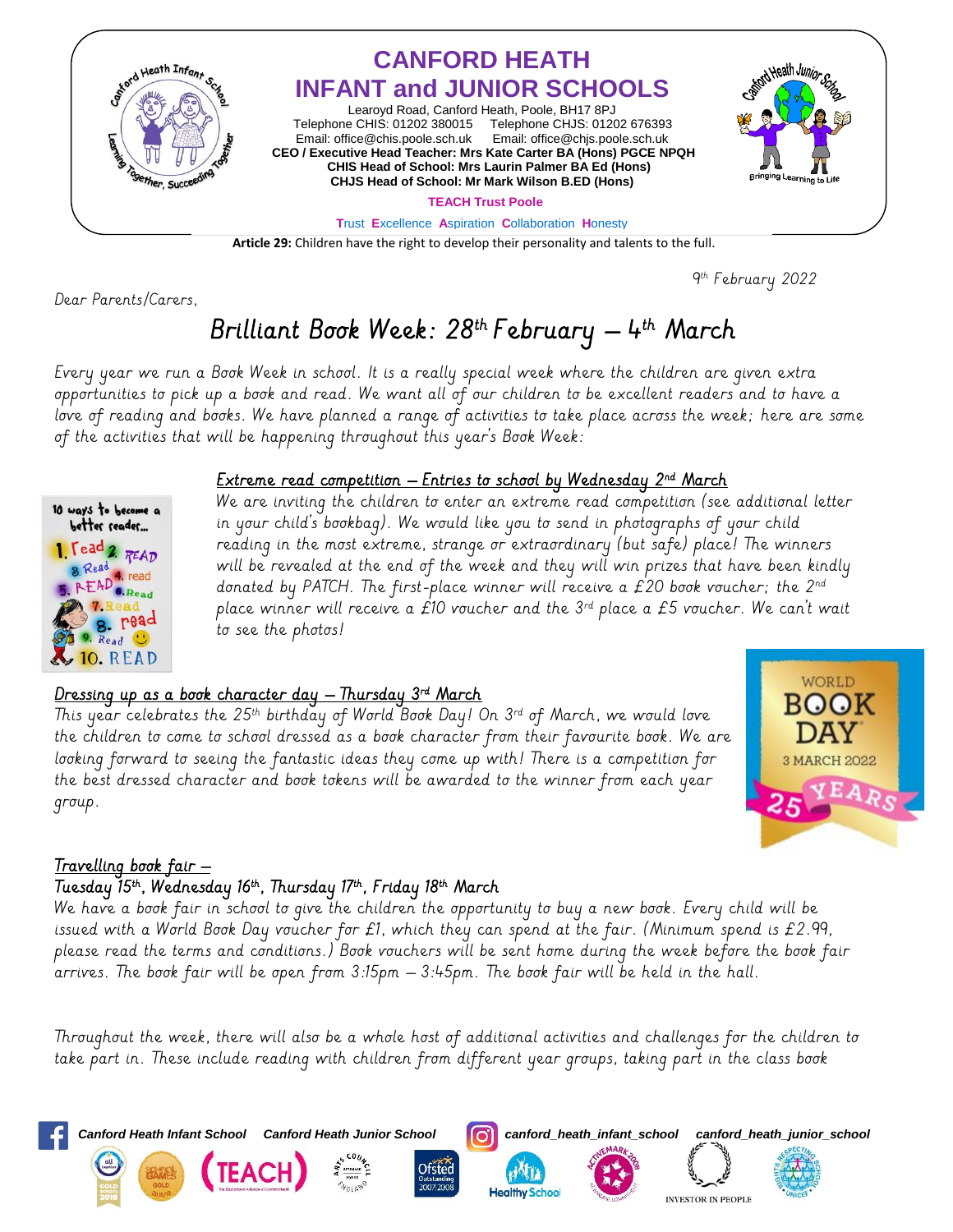# CANFORD HEATH INFANT and JUNIOR SCHOOLS

Learoyd Road, Canford Heath, Poole, BH17 8PJ
Telephone CHIS: 01202 380015 Telephone CHJS: 01202 676393
Email: office@chis.poole.sch.uk Email: office@chjs.poole.sch.uk
**CEO / Executive Head Teacher: Mrs Kate Carter BA (Hons) PGCE NPQH**
**CHIS Head of School: Mrs Laurin Palmer BA Ed (Hons)**
**CHJS Head of School: Mr Mark Wilson B.ED (Hons)**

**TEACH Trust Poole**

Trust Excellence Aspiration Collaboration Honesty

**Article 29:** Children have the right to develop their personality and talents to the full.

9th February 2022

Dear Parents/Carers,

## Brilliant Book Week: 28th February – 4th March

Every year we run a Book Week in school. It is a really special week where the children are given extra opportunities to pick up a book and read. We want all of our children to be excellent readers and to have a love of reading and books. We have planned a range of activities to take place across the week; here are some of the activities that will be happening throughout this year's Book Week:

### Extreme read competition – Entries to school by Wednesday 2nd March

We are inviting the children to enter an extreme read competition (see additional letter in your child's bookbag). We would like you to send in photographs of your child reading in the most extreme, strange or extraordinary (but safe) place! The winners will be revealed at the end of the week and they will win prizes that have been kindly donated by PATCH. The first-place winner will receive a £20 book voucher; the 2nd place winner will receive a £10 voucher and the 3rd place a £5 voucher. We can't wait to see the photos!

### Dressing up as a book character day – Thursday 3rd March

This year celebrates the 25th birthday of World Book Day! On 3rd of March, we would love the children to come to school dressed as a book character from their favourite book. We are looking forward to seeing the fantastic ideas they come up with! There is a competition for the best dressed character and book tokens will be awarded to the winner from each year group.

### Travelling book fair – Tuesday 15th, Wednesday 16th, Thursday 17th, Friday 18th March

We have a book fair in school to give the children the opportunity to buy a new book. Every child will be issued with a World Book Day voucher for £1, which they can spend at the fair. (Minimum spend is £2.99, please read the terms and conditions.) Book vouchers will be sent home during the week before the book fair arrives. The book fair will be open from 3:15pm – 3:45pm. The book fair will be held in the hall.

Throughout the week, there will also be a whole host of additional activities and challenges for the children to take part in. These include reading with children from different year groups, taking part in the class book

Canford Heath Infant School Canford Heath Junior School canford_heath_infant_school canford_heath_junior_school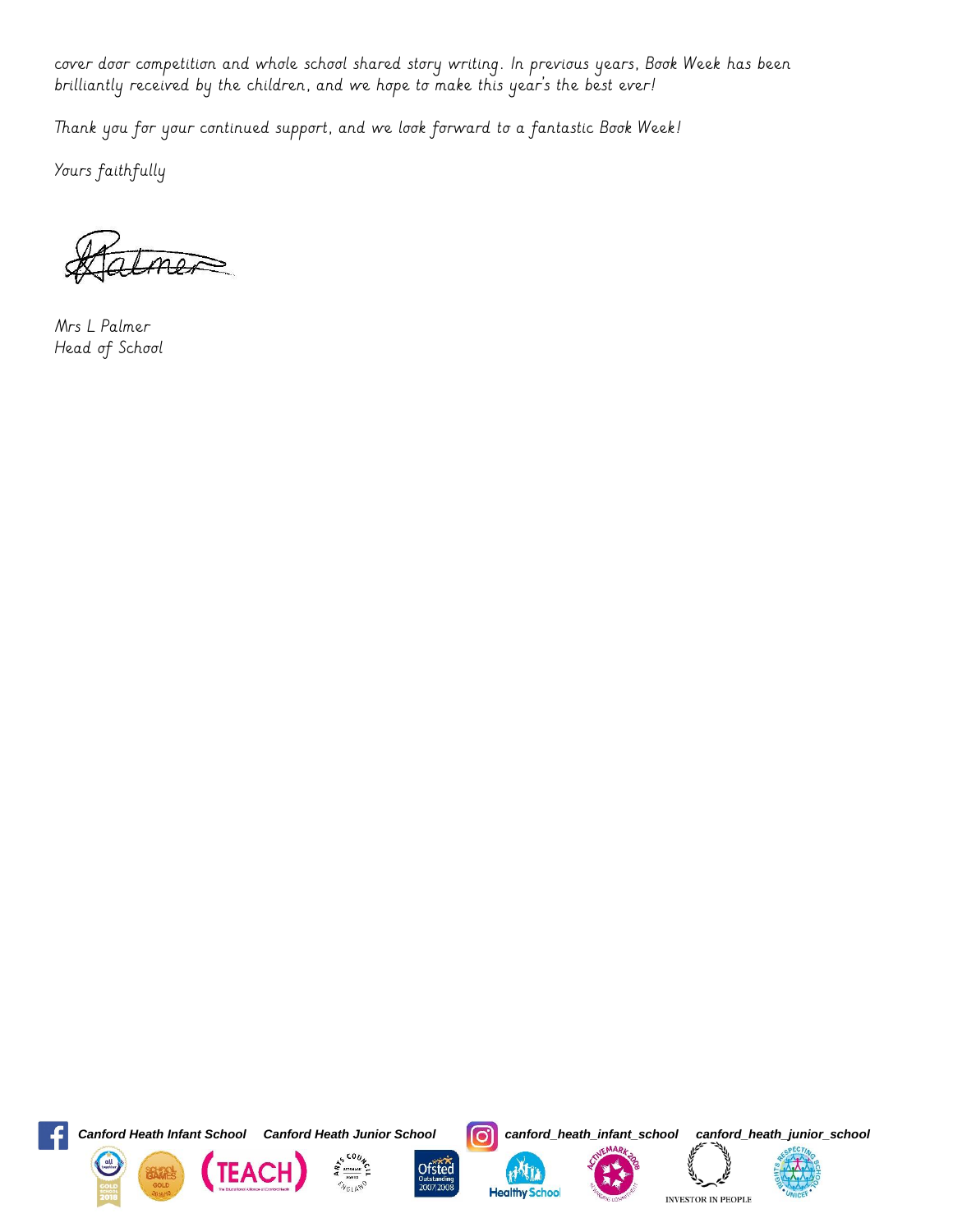cover door competition and whole school shared story writing. In previous years, Book Week has been brilliantly received by the children, and we hope to make this year's the best ever!

Thank you for your continued support, and we look forward to a fantastic Book Week!

Yours faithfully

Mrs L Palmer
Head of School

Canford Heath Infant School    Canford Heath Junior School    canford_heath_infant_school    canford_heath_junior_school